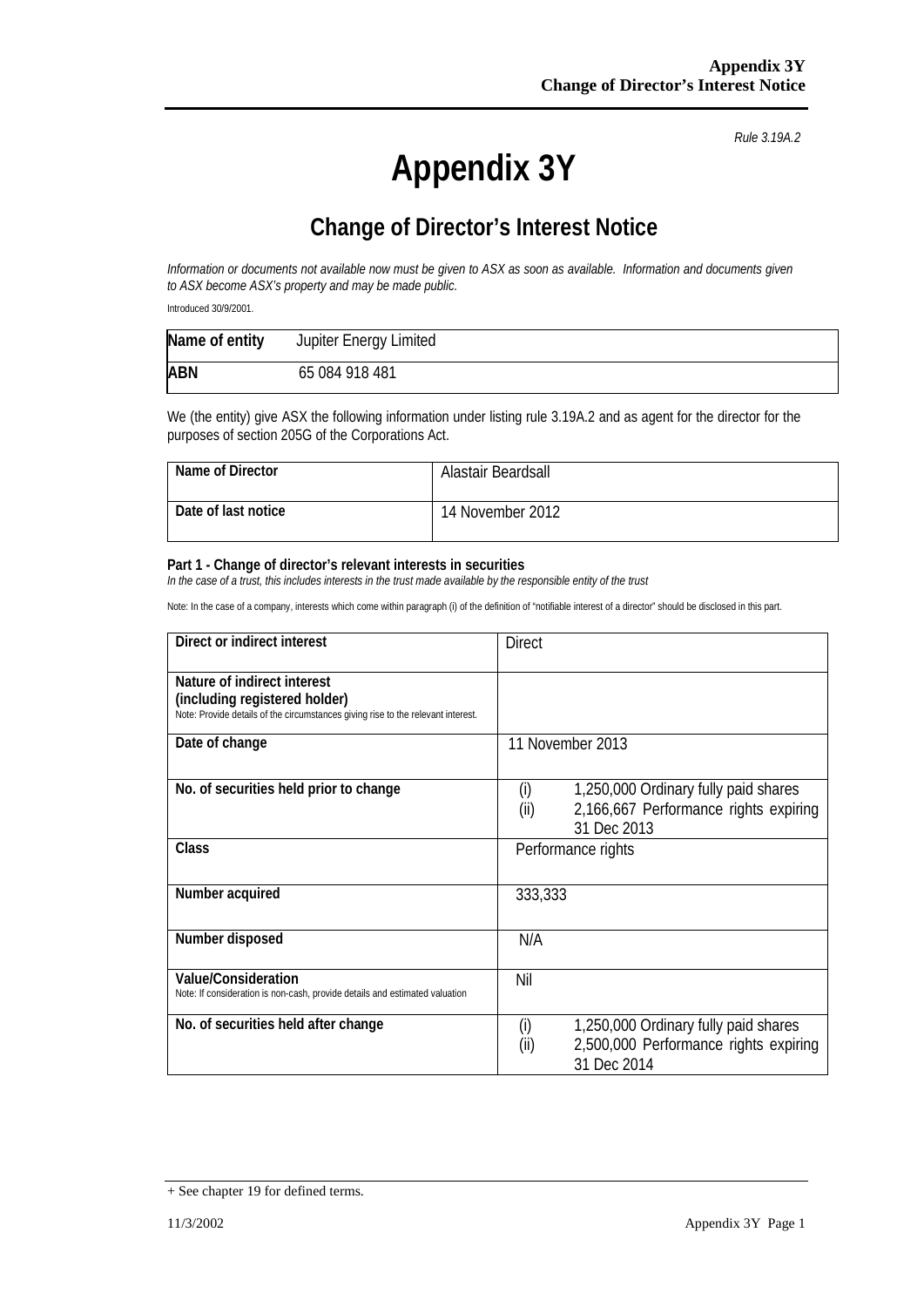*Rule 3.19A.2*

# Appendix 3Y

## Change of Director's Interest Notice

*Information or documents not available now must be given to ASX as soon as available. Information and documents given to ASX become ASX's property and may be made public.*

Introduced 30/9/2001.

| Name of entity | Jupiter Energy Limited |
|---|---|
| ABN | 65 084 918 481 |

We (the entity) give ASX the following information under listing rule 3.19A.2 and as agent for the director for the purposes of section 205G of the Corporations Act.

| Name of Director | Alastair Beardsall |
|---|---|
| Date of last notice | 14 November 2012 |

**Part 1 - Change of director's relevant interests in securities**
*In the case of a trust, this includes interests in the trust made available by the responsible entity of the trust*

Note: In the case of a company, interests which come within paragraph (i) of the definition of "notifiable interest of a director" should be disclosed in this part.

| | |
|---|---|
| **Direct or indirect interest** | Direct |
| **Nature of indirect interest (including registered holder)**<br>Note: Provide details of the circumstances giving rise to the relevant interest. | |
| **Date of change** | 11 November 2013 |
| **No. of securities held prior to change** | (i) 1,250,000 Ordinary fully paid shares<br>(ii) 2,166,667 Performance rights expiring 31 Dec 2013 |
| **Class** | Performance rights |
| **Number acquired** | 333,333 |
| **Number disposed** | N/A |
| **Value/Consideration**<br>Note: If consideration is non-cash, provide details and estimated valuation | Nil |
| **No. of securities held after change** | (i) 1,250,000 Ordinary fully paid shares<br>(ii) 2,500,000 Performance rights expiring 31 Dec 2014 |

+ See chapter 19 for defined terms.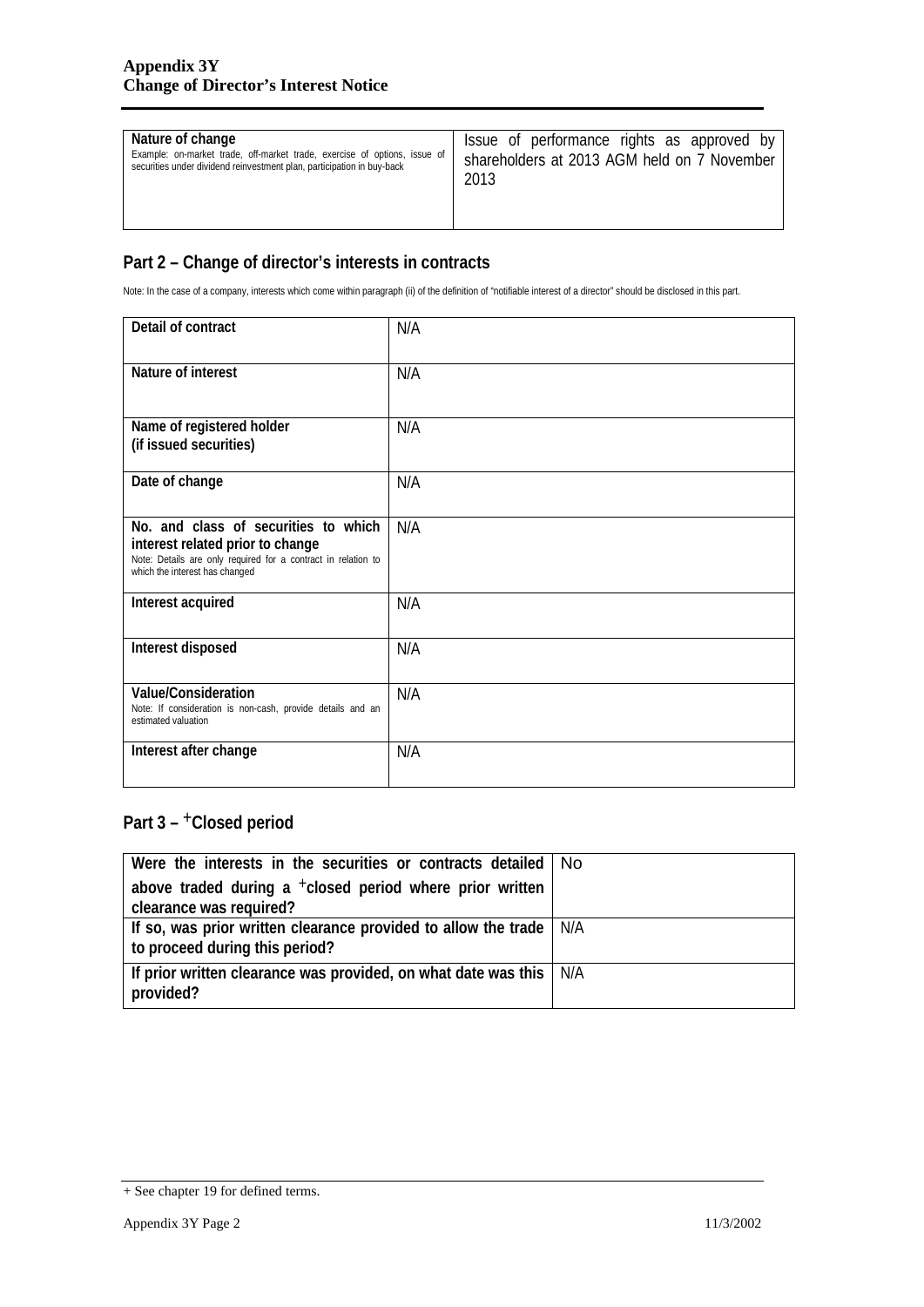| Nature of change<br>Example: on-market trade, off-market trade, exercise of options, issue of securities under dividend reinvestment plan, participation in buy-back | Issue of performance rights as approved by shareholders at 2013 AGM held on 7 November 2013 |
|---|---|

## Part 2 – Change of director's interests in contracts

Note: In the case of a company, interests which come within paragraph (ii) of the definition of "notifiable interest of a director" should be disclosed in this part.

| Detail of contract | N/A |
|---|---|
| Nature of interest | N/A |
| Name of registered holder<br>(if issued securities) | N/A |
| Date of change | N/A |
| No. and class of securities to which interest related prior to change<br>Note: Details are only required for a contract in relation to which the interest has changed | N/A |
| Interest acquired | N/A |
| Interest disposed | N/A |
| Value/Consideration<br>Note: If consideration is non-cash, provide details and an estimated valuation | N/A |
| Interest after change | N/A |

## Part 3 – +Closed period

| Were the interests in the securities or contracts detailed above traded during a +closed period where prior written clearance was required? | No |
|---|---|
| If so, was prior written clearance provided to allow the trade to proceed during this period? | N/A |
| If prior written clearance was provided, on what date was this provided? | N/A |

+ See chapter 19 for defined terms.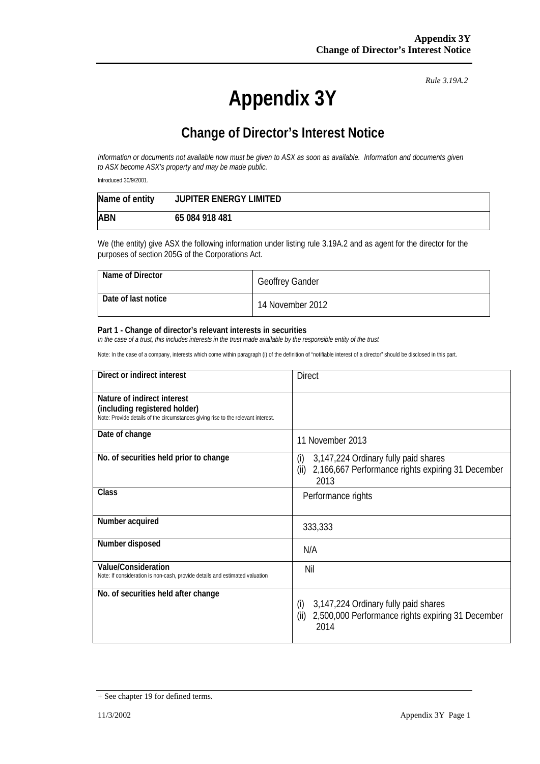*Rule 3.19A.2*

# Appendix 3Y

## Change of Director's Interest Notice

*Information or documents not available now must be given to ASX as soon as available. Information and documents given to ASX become ASX's property and may be made public.*

Introduced 30/9/2001.

| Name of entity | JUPITER ENERGY LIMITED |
|---|---|
| ABN | 65 084 918 481 |

We (the entity) give ASX the following information under listing rule 3.19A.2 and as agent for the director for the purposes of section 205G of the Corporations Act.

| Name of Director | Geoffrey Gander |
|---|---|
| Date of last notice | 14 November 2012 |

**Part 1 - Change of director's relevant interests in securities**
*In the case of a trust, this includes interests in the trust made available by the responsible entity of the trust*

Note: In the case of a company, interests which come within paragraph (i) of the definition of "notifiable interest of a director" should be disclosed in this part.

| | |
|---|---|
| **Direct or indirect interest** | Direct |
| **Nature of indirect interest (including registered holder)**<br>Note: Provide details of the circumstances giving rise to the relevant interest. | |
| **Date of change** | 11 November 2013 |
| **No. of securities held prior to change** | (i) 3,147,224 Ordinary fully paid shares<br>(ii) 2,166,667 Performance rights expiring 31 December 2013 |
| **Class** | Performance rights |
| **Number acquired** | 333,333 |
| **Number disposed** | N/A |
| **Value/Consideration**<br>Note: If consideration is non-cash, provide details and estimated valuation | Nil |
| **No. of securities held after change** | (i) 3,147,224 Ordinary fully paid shares<br>(ii) 2,500,000 Performance rights expiring 31 December 2014 |

+ See chapter 19 for defined terms.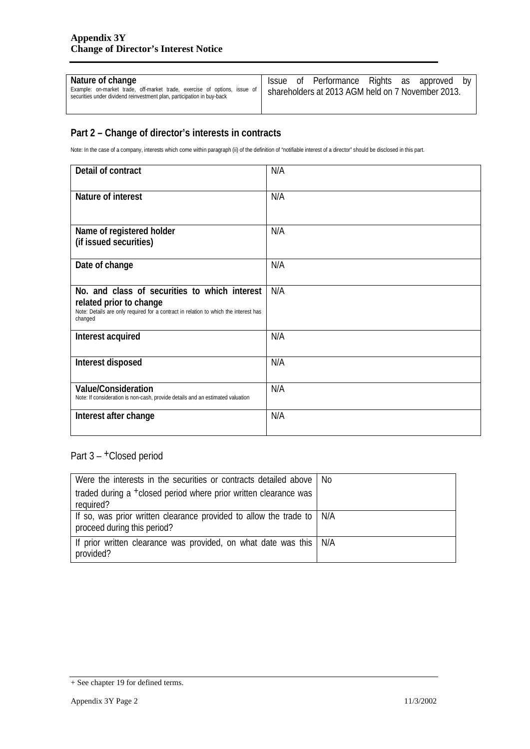| Nature of change<br>Example: on-market trade, off-market trade, exercise of options, issue of securities under dividend reinvestment plan, participation in buy-back | Issue of Performance Rights as approved by shareholders at 2013 AGM held on 7 November 2013. |
|---|---|

## Part 2 – Change of director's interests in contracts

Note: In the case of a company, interests which come within paragraph (ii) of the definition of "notifiable interest of a director" should be disclosed in this part.

| Detail of contract | N/A |
|---|---|
| Nature of interest | N/A |
| Name of registered holder<br>(if issued securities) | N/A |
| Date of change | N/A |
| No. and class of securities to which interest related prior to change<br>Note: Details are only required for a contract in relation to which the interest has changed | N/A |
| Interest acquired | N/A |
| Interest disposed | N/A |
| Value/Consideration<br>Note: If consideration is non-cash, provide details and an estimated valuation | N/A |
| Interest after change | N/A |

## Part 3 – +Closed period

| Were the interests in the securities or contracts detailed above traded during a +closed period where prior written clearance was required? | No |
|---|---|
| If so, was prior written clearance provided to allow the trade to proceed during this period? | N/A |
| If prior written clearance was provided, on what date was this provided? | N/A |

+ See chapter 19 for defined terms.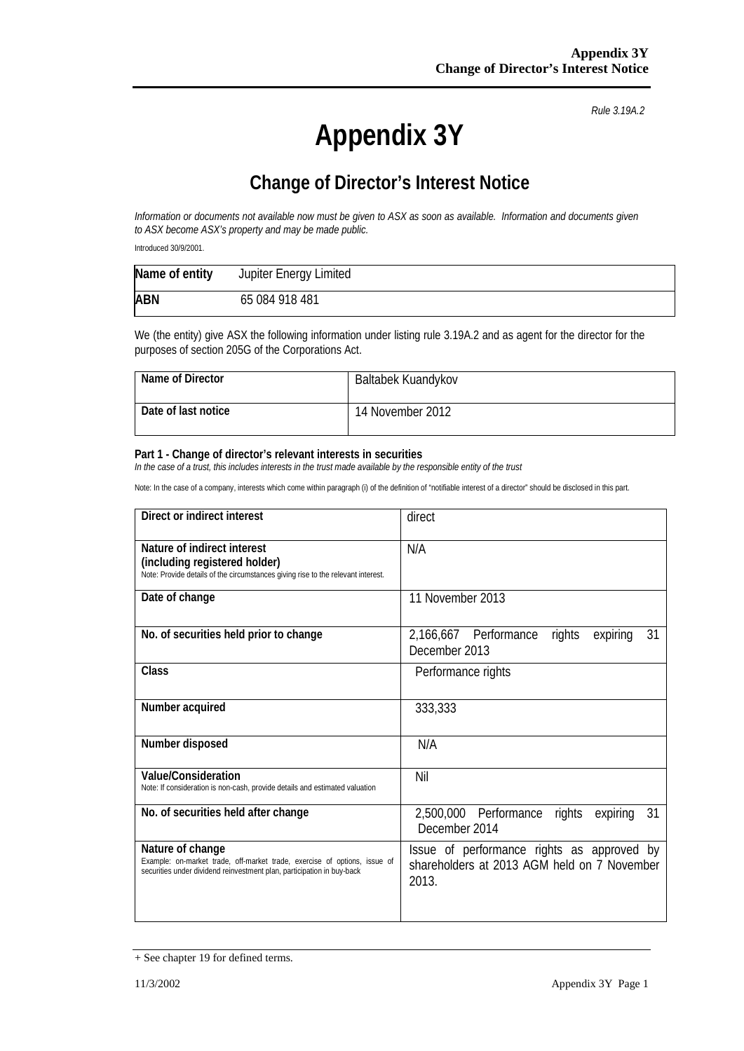*Rule 3.19A.2*

# Appendix 3Y

## Change of Director's Interest Notice

*Information or documents not available now must be given to ASX as soon as available. Information and documents given to ASX become ASX's property and may be made public.*

Introduced 30/9/2001.

| Name of entity | Jupiter Energy Limited |
|---|---|
| ABN | 65 084 918 481 |

We (the entity) give ASX the following information under listing rule 3.19A.2 and as agent for the director for the purposes of section 205G of the Corporations Act.

| Name of Director | Baltabek Kuandykov |
|---|---|
| Date of last notice | 14 November 2012 |

**Part 1 - Change of director's relevant interests in securities**
*In the case of a trust, this includes interests in the trust made available by the responsible entity of the trust*

Note: In the case of a company, interests which come within paragraph (i) of the definition of "notifiable interest of a director" should be disclosed in this part.

| | |
|---|---|
| **Direct or indirect interest** | direct |
| **Nature of indirect interest (including registered holder)** Note: Provide details of the circumstances giving rise to the relevant interest. | N/A |
| **Date of change** | 11 November 2013 |
| **No. of securities held prior to change** | 2,166,667 Performance rights expiring 31 December 2013 |
| **Class** | Performance rights |
| **Number acquired** | 333,333 |
| **Number disposed** | N/A |
| **Value/Consideration** Note: If consideration is non-cash, provide details and estimated valuation | Nil |
| **No. of securities held after change** | 2,500,000 Performance rights expiring 31 December 2014 |
| **Nature of change** Example: on-market trade, off-market trade, exercise of options, issue of securities under dividend reinvestment plan, participation in buy-back | Issue of performance rights as approved by shareholders at 2013 AGM held on 7 November 2013. |

+ See chapter 19 for defined terms.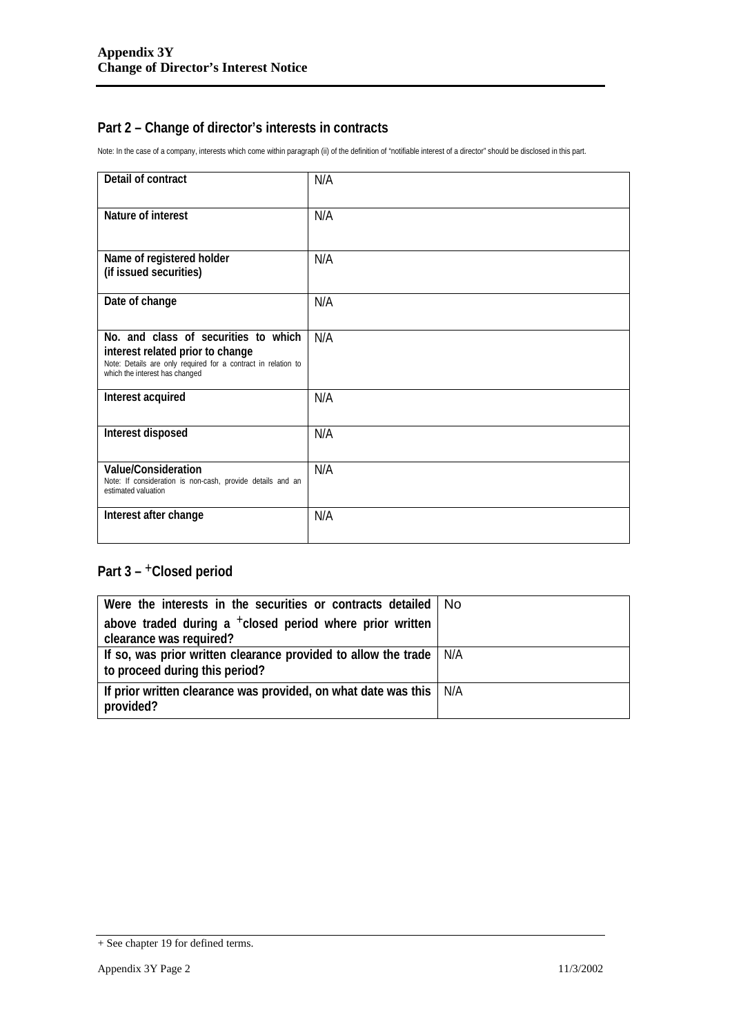## Part 2 – Change of director's interests in contracts

Note: In the case of a company, interests which come within paragraph (ii) of the definition of "notifiable interest of a director" should be disclosed in this part.

| | |
|---|---|
| **Detail of contract** | N/A |
| **Nature of interest** | N/A |
| **Name of registered holder (if issued securities)** | N/A |
| **Date of change** | N/A |
| **No. and class of securities to which interest related prior to change**<br>Note: Details are only required for a contract in relation to which the interest has changed | N/A |
| **Interest acquired** | N/A |
| **Interest disposed** | N/A |
| **Value/Consideration**<br>Note: If consideration is non-cash, provide details and an estimated valuation | N/A |
| **Interest after change** | N/A |

## Part 3 – +Closed period

| | |
|---|---|
| **Were the interests in the securities or contracts detailed above traded during a +closed period where prior written clearance was required?** | No |
| **If so, was prior written clearance provided to allow the trade to proceed during this period?** | N/A |
| **If prior written clearance was provided, on what date was this provided?** | N/A |

+ See chapter 19 for defined terms.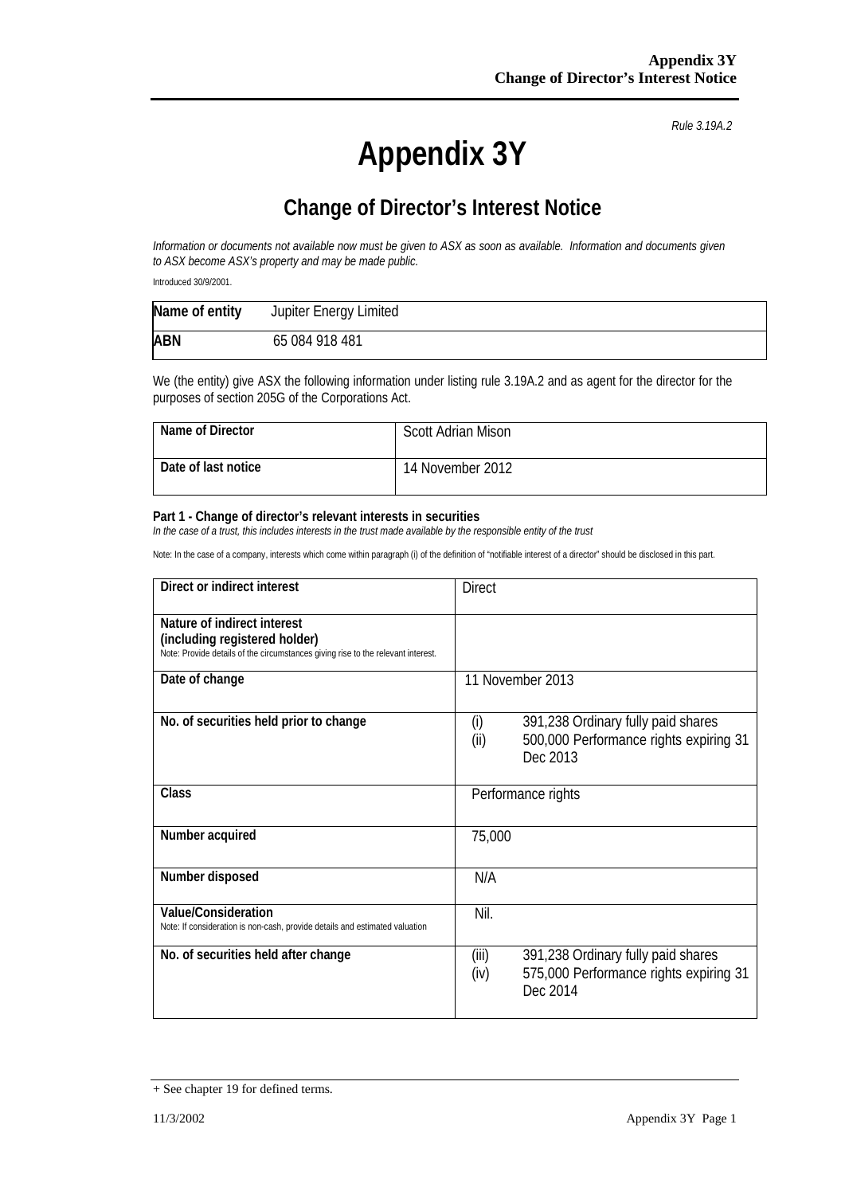*Rule 3.19A.2*

# Appendix 3Y

## Change of Director's Interest Notice

*Information or documents not available now must be given to ASX as soon as available. Information and documents given to ASX become ASX's property and may be made public.*

Introduced 30/9/2001.

| **Name of entity** | Jupiter Energy Limited |
|---|---|
| **ABN** | 65 084 918 481 |

We (the entity) give ASX the following information under listing rule 3.19A.2 and as agent for the director for the purposes of section 205G of the Corporations Act.

| **Name of Director** | Scott Adrian Mison |
|---|---|
| **Date of last notice** | 14 November 2012 |

**Part 1 - Change of director's relevant interests in securities**
*In the case of a trust, this includes interests in the trust made available by the responsible entity of the trust*

Note: In the case of a company, interests which come within paragraph (i) of the definition of "notifiable interest of a director" should be disclosed in this part.

| **Direct or indirect interest** | Direct |
|---|---|
| **Nature of indirect interest (including registered holder)** Note: Provide details of the circumstances giving rise to the relevant interest. | |
| **Date of change** | 11 November 2013 |
| **No. of securities held prior to change** | (i) 391,238 Ordinary fully paid shares<br>(ii) 500,000 Performance rights expiring 31 Dec 2013 |
| **Class** | Performance rights |
| **Number acquired** | 75,000 |
| **Number disposed** | N/A |
| **Value/Consideration** Note: If consideration is non-cash, provide details and estimated valuation | Nil. |
| **No. of securities held after change** | (iii) 391,238 Ordinary fully paid shares<br>(iv) 575,000 Performance rights expiring 31 Dec 2014 |

+ See chapter 19 for defined terms.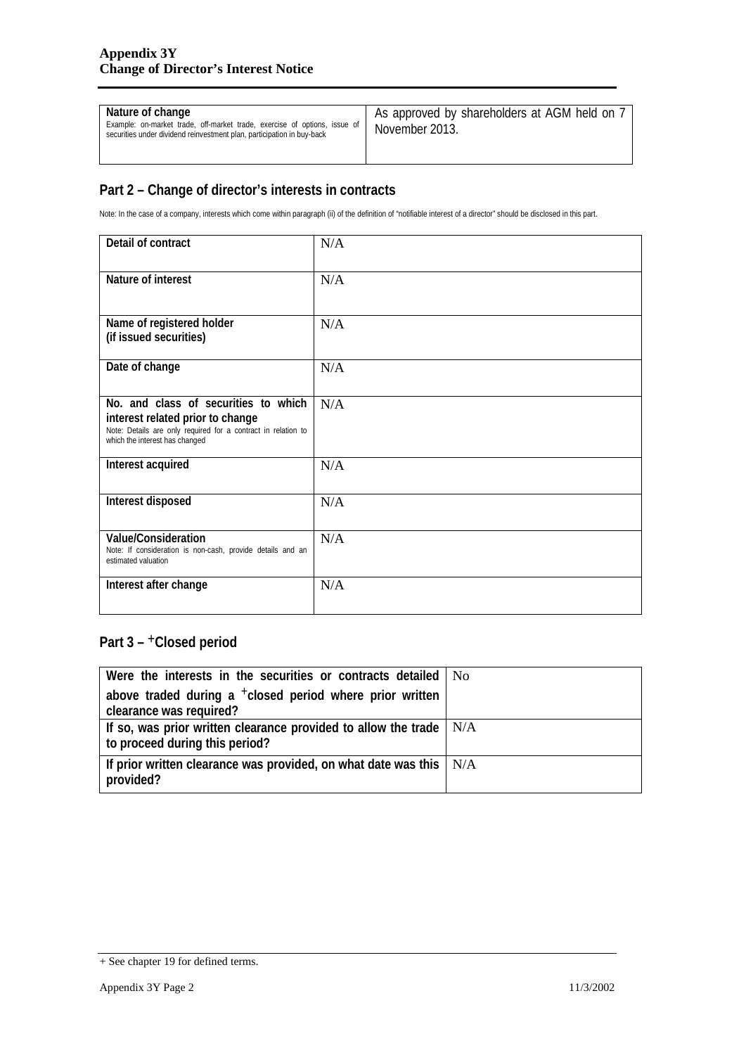| | |
|---|---|
| **Nature of change**<br>Example: on-market trade, off-market trade, exercise of options, issue of securities under dividend reinvestment plan, participation in buy-back | As approved by shareholders at AGM held on 7 November 2013. |

## Part 2 – Change of director's interests in contracts

Note: In the case of a company, interests which come within paragraph (ii) of the definition of "notifiable interest of a director" should be disclosed in this part.

| | |
|---|---|
| **Detail of contract** | N/A |
| **Nature of interest** | N/A |
| **Name of registered holder (if issued securities)** | N/A |
| **Date of change** | N/A |
| **No. and class of securities to which interest related prior to change**<br>Note: Details are only required for a contract in relation to which the interest has changed | N/A |
| **Interest acquired** | N/A |
| **Interest disposed** | N/A |
| **Value/Consideration**<br>Note: If consideration is non-cash, provide details and an estimated valuation | N/A |
| **Interest after change** | N/A |

## Part 3 – +Closed period

| | |
|---|---|
| **Were the interests in the securities or contracts detailed above traded during a +closed period where prior written clearance was required?** | No |
| **If so, was prior written clearance provided to allow the trade to proceed during this period?** | N/A |
| **If prior written clearance was provided, on what date was this provided?** | N/A |

+ See chapter 19 for defined terms.